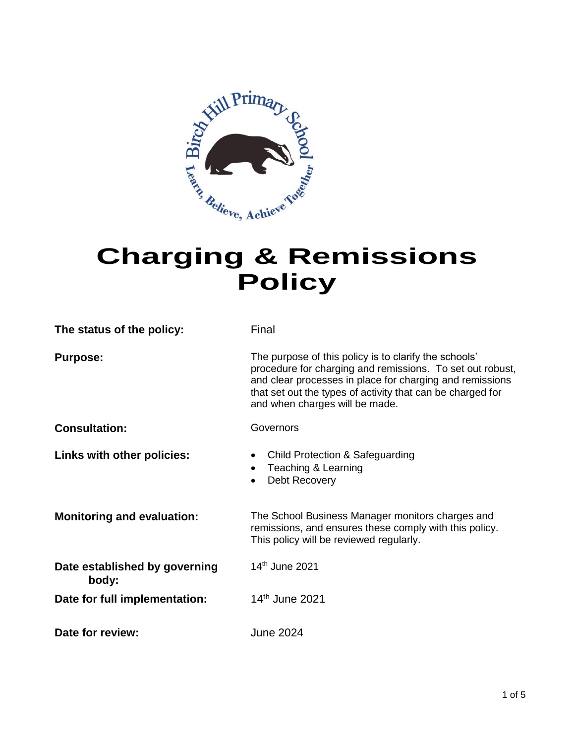# Charging & Remissions Policy

| | |
|---|---|
| **The status of the policy:** | Final |
| **Purpose:** | The purpose of this policy is to clarify the schools' procedure for charging and remissions. To set out robust, and clear processes in place for charging and remissions that set out the types of activity that can be charged for and when charges will be made. |
| **Consultation:** | Governors |
| **Links with other policies:** | • Child Protection & Safeguarding<br>• Teaching & Learning<br>• Debt Recovery |
| **Monitoring and evaluation:** | The School Business Manager monitors charges and remissions, and ensures these comply with this policy. This policy will be reviewed regularly. |
| **Date established by governing body:** | 14th June 2021 |
| **Date for full implementation:** | 14th June 2021 |
| **Date for review:** | June 2024 |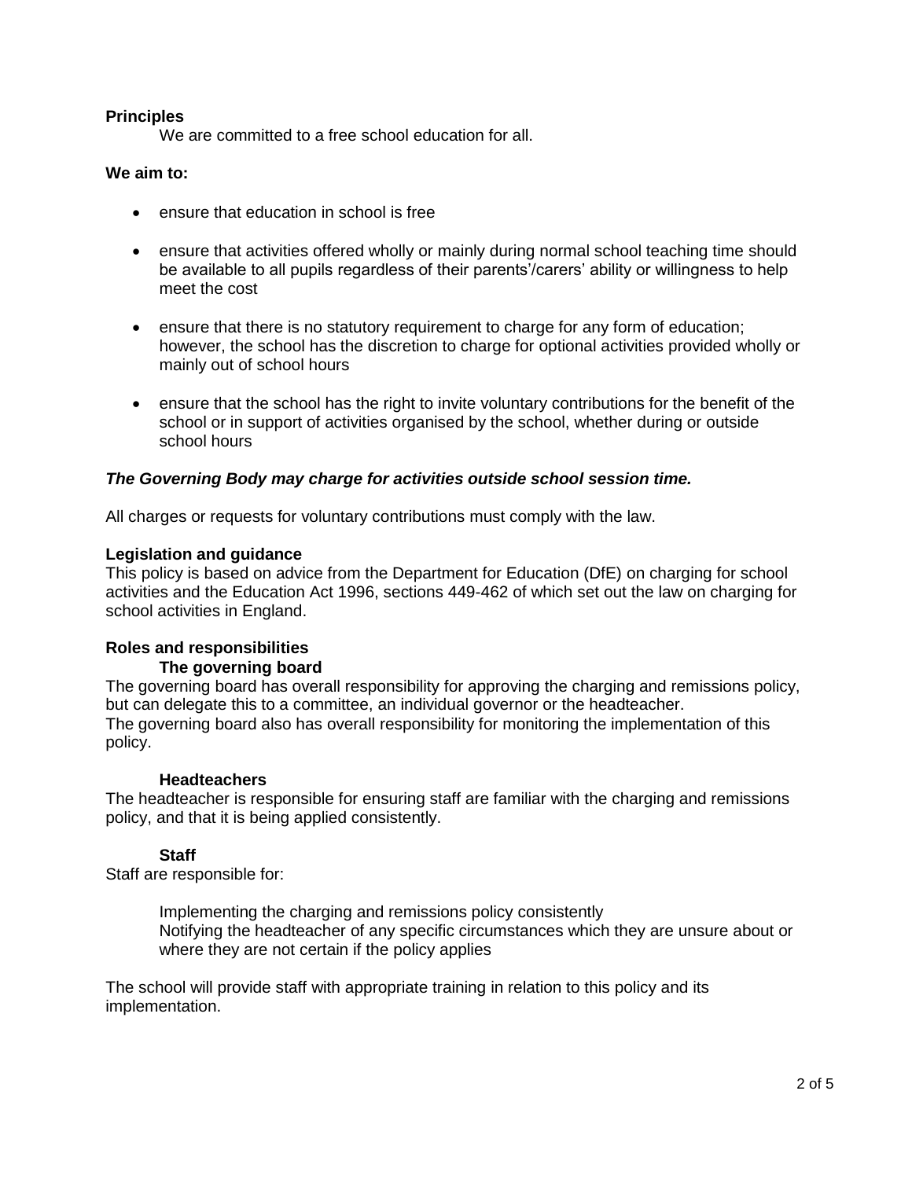**Principles**

We are committed to a free school education for all.

**We aim to:**

- ensure that education in school is free
- ensure that activities offered wholly or mainly during normal school teaching time should be available to all pupils regardless of their parents'/carers' ability or willingness to help meet the cost
- ensure that there is no statutory requirement to charge for any form of education; however, the school has the discretion to charge for optional activities provided wholly or mainly out of school hours
- ensure that the school has the right to invite voluntary contributions for the benefit of the school or in support of activities organised by the school, whether during or outside school hours

***The Governing Body may charge for activities outside school session time.***

All charges or requests for voluntary contributions must comply with the law.

**Legislation and guidance**

This policy is based on advice from the Department for Education (DfE) on charging for school activities and the Education Act 1996, sections 449-462 of which set out the law on charging for school activities in England.

**Roles and responsibilities**

**The governing board**

The governing board has overall responsibility for approving the charging and remissions policy, but can delegate this to a committee, an individual governor or the headteacher.

The governing board also has overall responsibility for monitoring the implementation of this policy.

**Headteachers**

The headteacher is responsible for ensuring staff are familiar with the charging and remissions policy, and that it is being applied consistently.

**Staff**

Staff are responsible for:

Implementing the charging and remissions policy consistently

Notifying the headteacher of any specific circumstances which they are unsure about or where they are not certain if the policy applies

The school will provide staff with appropriate training in relation to this policy and its implementation.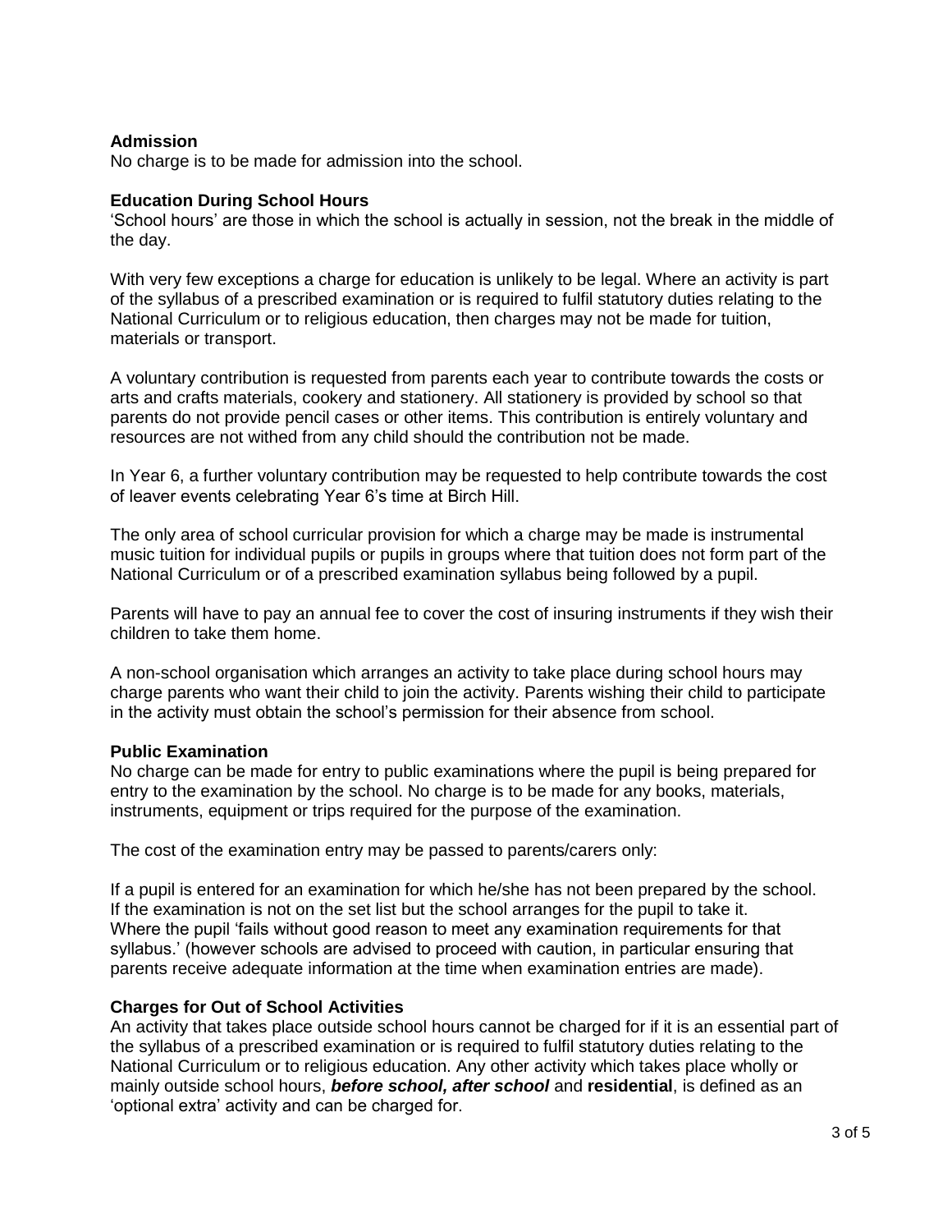**Admission**

No charge is to be made for admission into the school.

**Education During School Hours**

'School hours' are those in which the school is actually in session, not the break in the middle of the day.

With very few exceptions a charge for education is unlikely to be legal. Where an activity is part of the syllabus of a prescribed examination or is required to fulfil statutory duties relating to the National Curriculum or to religious education, then charges may not be made for tuition, materials or transport.

A voluntary contribution is requested from parents each year to contribute towards the costs or arts and crafts materials, cookery and stationery. All stationery is provided by school so that parents do not provide pencil cases or other items. This contribution is entirely voluntary and resources are not withed from any child should the contribution not be made.

In Year 6, a further voluntary contribution may be requested to help contribute towards the cost of leaver events celebrating Year 6's time at Birch Hill.

The only area of school curricular provision for which a charge may be made is instrumental music tuition for individual pupils or pupils in groups where that tuition does not form part of the National Curriculum or of a prescribed examination syllabus being followed by a pupil.

Parents will have to pay an annual fee to cover the cost of insuring instruments if they wish their children to take them home.

A non-school organisation which arranges an activity to take place during school hours may charge parents who want their child to join the activity. Parents wishing their child to participate in the activity must obtain the school's permission for their absence from school.

**Public Examination**

No charge can be made for entry to public examinations where the pupil is being prepared for entry to the examination by the school. No charge is to be made for any books, materials, instruments, equipment or trips required for the purpose of the examination.

The cost of the examination entry may be passed to parents/carers only:

If a pupil is entered for an examination for which he/she has not been prepared by the school.
If the examination is not on the set list but the school arranges for the pupil to take it.
Where the pupil 'fails without good reason to meet any examination requirements for that syllabus.' (however schools are advised to proceed with caution, in particular ensuring that parents receive adequate information at the time when examination entries are made).

**Charges for Out of School Activities**

An activity that takes place outside school hours cannot be charged for if it is an essential part of the syllabus of a prescribed examination or is required to fulfil statutory duties relating to the National Curriculum or to religious education. Any other activity which takes place wholly or mainly outside school hours, ***before school, after school*** and **residential**, is defined as an 'optional extra' activity and can be charged for.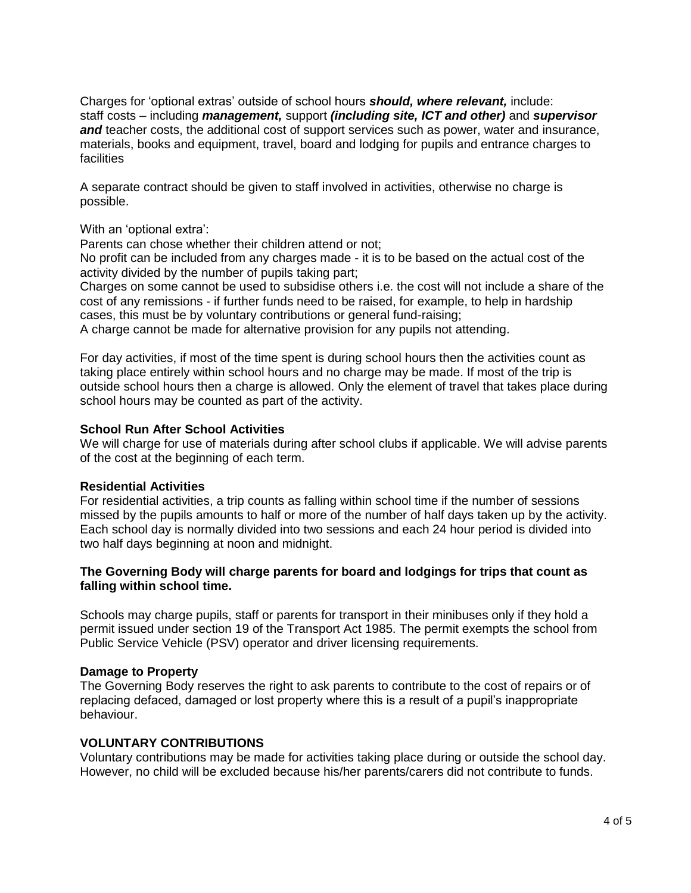Charges for 'optional extras' outside of school hours ***should, where relevant,*** include: staff costs – including ***management,*** support ***(including site, ICT and other)*** and ***supervisor and*** teacher costs, the additional cost of support services such as power, water and insurance, materials, books and equipment, travel, board and lodging for pupils and entrance charges to facilities

A separate contract should be given to staff involved in activities, otherwise no charge is possible.

With an 'optional extra':

Parents can chose whether their children attend or not;

No profit can be included from any charges made - it is to be based on the actual cost of the activity divided by the number of pupils taking part;

Charges on some cannot be used to subsidise others i.e. the cost will not include a share of the cost of any remissions - if further funds need to be raised, for example, to help in hardship cases, this must be by voluntary contributions or general fund-raising;

A charge cannot be made for alternative provision for any pupils not attending.

For day activities, if most of the time spent is during school hours then the activities count as taking place entirely within school hours and no charge may be made. If most of the trip is outside school hours then a charge is allowed. Only the element of travel that takes place during school hours may be counted as part of the activity.

**School Run After School Activities**

We will charge for use of materials during after school clubs if applicable. We will advise parents of the cost at the beginning of each term.

**Residential Activities**

For residential activities, a trip counts as falling within school time if the number of sessions missed by the pupils amounts to half or more of the number of half days taken up by the activity. Each school day is normally divided into two sessions and each 24 hour period is divided into two half days beginning at noon and midnight.

**The Governing Body will charge parents for board and lodgings for trips that count as falling within school time.**

Schools may charge pupils, staff or parents for transport in their minibuses only if they hold a permit issued under section 19 of the Transport Act 1985. The permit exempts the school from Public Service Vehicle (PSV) operator and driver licensing requirements.

**Damage to Property**

The Governing Body reserves the right to ask parents to contribute to the cost of repairs or of replacing defaced, damaged or lost property where this is a result of a pupil's inappropriate behaviour.

**VOLUNTARY CONTRIBUTIONS**

Voluntary contributions may be made for activities taking place during or outside the school day. However, no child will be excluded because his/her parents/carers did not contribute to funds.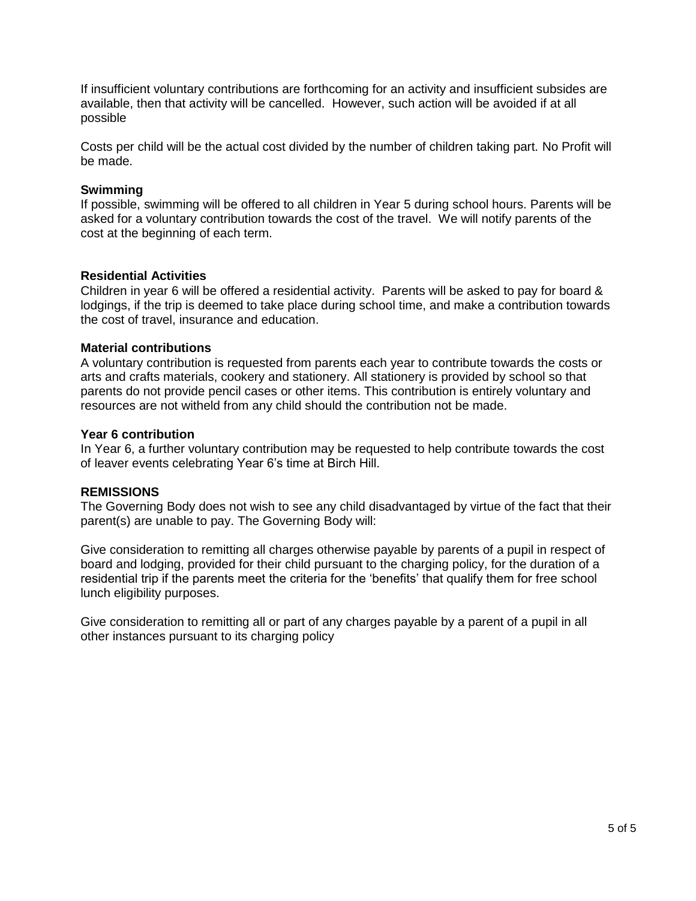If insufficient voluntary contributions are forthcoming for an activity and insufficient subsides are available, then that activity will be cancelled. However, such action will be avoided if at all possible

Costs per child will be the actual cost divided by the number of children taking part. No Profit will be made.

**Swimming**

If possible, swimming will be offered to all children in Year 5 during school hours. Parents will be asked for a voluntary contribution towards the cost of the travel. We will notify parents of the cost at the beginning of each term.

**Residential Activities**

Children in year 6 will be offered a residential activity. Parents will be asked to pay for board & lodgings, if the trip is deemed to take place during school time, and make a contribution towards the cost of travel, insurance and education.

**Material contributions**

A voluntary contribution is requested from parents each year to contribute towards the costs or arts and crafts materials, cookery and stationery. All stationery is provided by school so that parents do not provide pencil cases or other items. This contribution is entirely voluntary and resources are not witheld from any child should the contribution not be made.

**Year 6 contribution**

In Year 6, a further voluntary contribution may be requested to help contribute towards the cost of leaver events celebrating Year 6's time at Birch Hill.

**REMISSIONS**

The Governing Body does not wish to see any child disadvantaged by virtue of the fact that their parent(s) are unable to pay. The Governing Body will:

Give consideration to remitting all charges otherwise payable by parents of a pupil in respect of board and lodging, provided for their child pursuant to the charging policy, for the duration of a residential trip if the parents meet the criteria for the 'benefits' that qualify them for free school lunch eligibility purposes.

Give consideration to remitting all or part of any charges payable by a parent of a pupil in all other instances pursuant to its charging policy